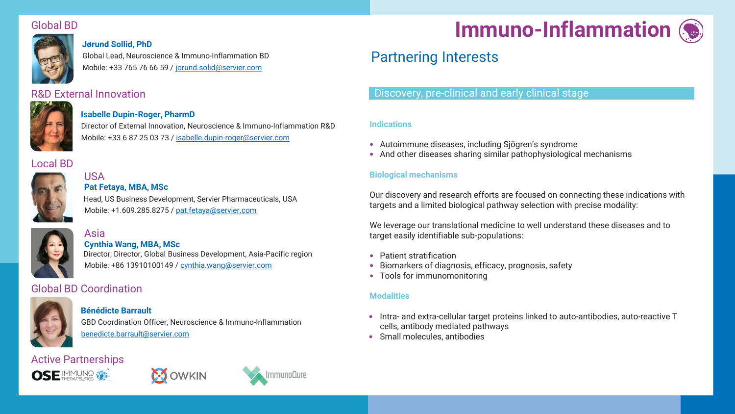# Immuno-Inflammation

## Global BD

**Jørund Sollid, PhD**
Global Lead, Neuroscience & Immuno-Inflammation BD
Mobile: +33 765 76 66 59 / jorund.solid@servier.com

## R&D External Innovation

**Isabelle Dupin-Roger, PharmD**
Director of External Innovation, Neuroscience & Immuno-Inflammation R&D
Mobile: +33 6 87 25 03 73 / isabelle.dupin-roger@servier.com

## Local BD

### USA

**Pat Fetaya, MBA, MSc**
Head, US Business Development, Servier Pharmaceuticals, USA
Mobile: +1.609.285.8275 / pat.fetaya@servier.com

### Asia

**Cynthia Wang, MBA, MSc**
Director, Director, Global Business Development, Asia-Pacific region
Mobile: +86 13910100149 / cynthia.wang@servier.com

## Global BD Coordination

**Bénédicte Barrault**
GBD Coordination Officer, Neuroscience & Immuno-Inflammation
benedicte.barrault@servier.com

## Active Partnerships

OSE IMMUNO THERAPEUTICS, OWKIN, ImmunoQure

## Partnering Interests

### Discovery, pre-clinical and early clinical stage

**Indications**

- Autoimmune diseases, including Sjögren's syndrome
- And other diseases sharing similar pathophysiological mechanisms

**Biological mechanisms**

Our discovery and research efforts are focused on connecting these indications with targets and a limited biological pathway selection with precise modality:

We leverage our translational medicine to well understand these diseases and to target easily identifiable sub-populations:

- Patient stratification
- Biomarkers of diagnosis, efficacy, prognosis, safety
- Tools for immunomonitoring

**Modalities**

- Intra- and extra-cellular target proteins linked to auto-antibodies, auto-reactive T cells, antibody mediated pathways
- Small molecules, antibodies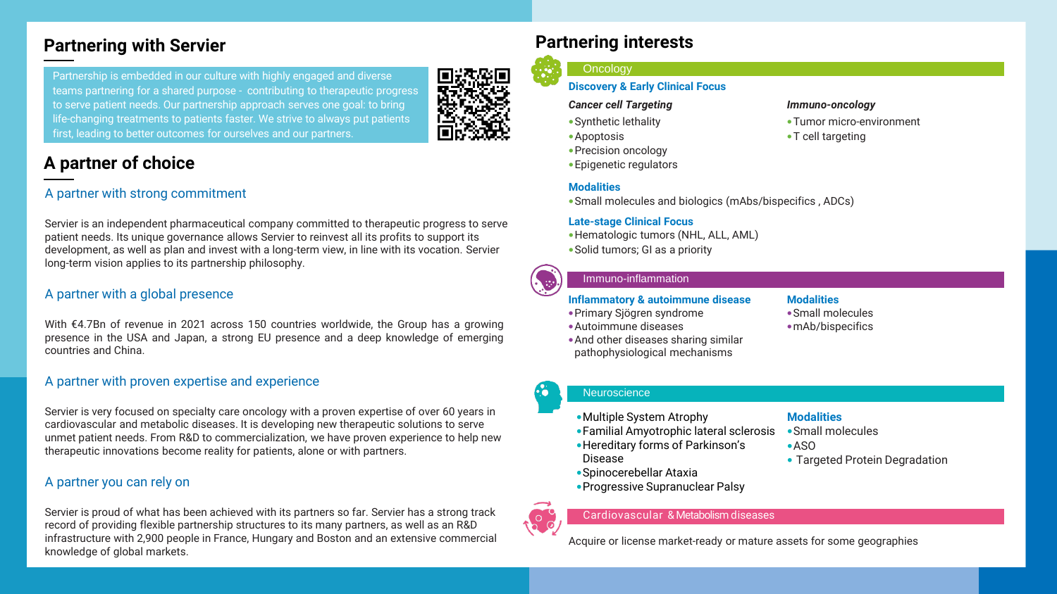## Partnering with Servier

Partnership is embedded in our culture with highly engaged and diverse teams partnering for a shared purpose - contributing to therapeutic progress to serve patient needs. Our partnership approach serves one goal: to bring life-changing treatments to patients faster. We strive to always put patients first, leading to better outcomes for ourselves and our partners.

## A partner of choice

### A partner with strong commitment

Servier is an independent pharmaceutical company committed to therapeutic progress to serve patient needs. Its unique governance allows Servier to reinvest all its profits to support its development, as well as plan and invest with a long-term view, in line with its vocation. Servier long-term vision applies to its partnership philosophy.

### A partner with a global presence

With €4.7Bn of revenue in 2021 across 150 countries worldwide, the Group has a growing presence in the USA and Japan, a strong EU presence and a deep knowledge of emerging countries and China.

### A partner with proven expertise and experience

Servier is very focused on specialty care oncology with a proven expertise of over 60 years in cardiovascular and metabolic diseases. It is developing new therapeutic solutions to serve unmet patient needs. From R&D to commercialization, we have proven experience to help new therapeutic innovations become reality for patients, alone or with partners.

### A partner you can rely on

Servier is proud of what has been achieved with its partners so far. Servier has a strong track record of providing flexible partnership structures to its many partners, as well as an R&D infrastructure with 2,900 people in France, Hungary and Boston and an extensive commercial knowledge of global markets.

## Partnering interests

### Oncology

**Discovery & Early Clinical Focus**

***Cancer cell Targeting***

- Synthetic lethality
- Apoptosis
- Precision oncology
- Epigenetic regulators

***Immuno-oncology***

- Tumor micro-environment
- T cell targeting

**Modalities**

- Small molecules and biologics (mAbs/bispecifics , ADCs)

**Late-stage Clinical Focus**

- Hematologic tumors (NHL, ALL, AML)
- Solid tumors; GI as a priority

### Immuno-inflammation

**Inflammatory & autoimmune disease**

- Primary Sjögren syndrome
- Autoimmune diseases
- And other diseases sharing similar pathophysiological mechanisms

**Modalities**

- Small molecules
- mAb/bispecifics

### Neuroscience

- Multiple System Atrophy
- Familial Amyotrophic lateral sclerosis
- Hereditary forms of Parkinson's Disease
- Spinocerebellar Ataxia
- Progressive Supranuclear Palsy

**Modalities**

- Small molecules
- ASO
- Targeted Protein Degradation

### Cardiovascular & Metabolism diseases

Acquire or license market-ready or mature assets for some geographies